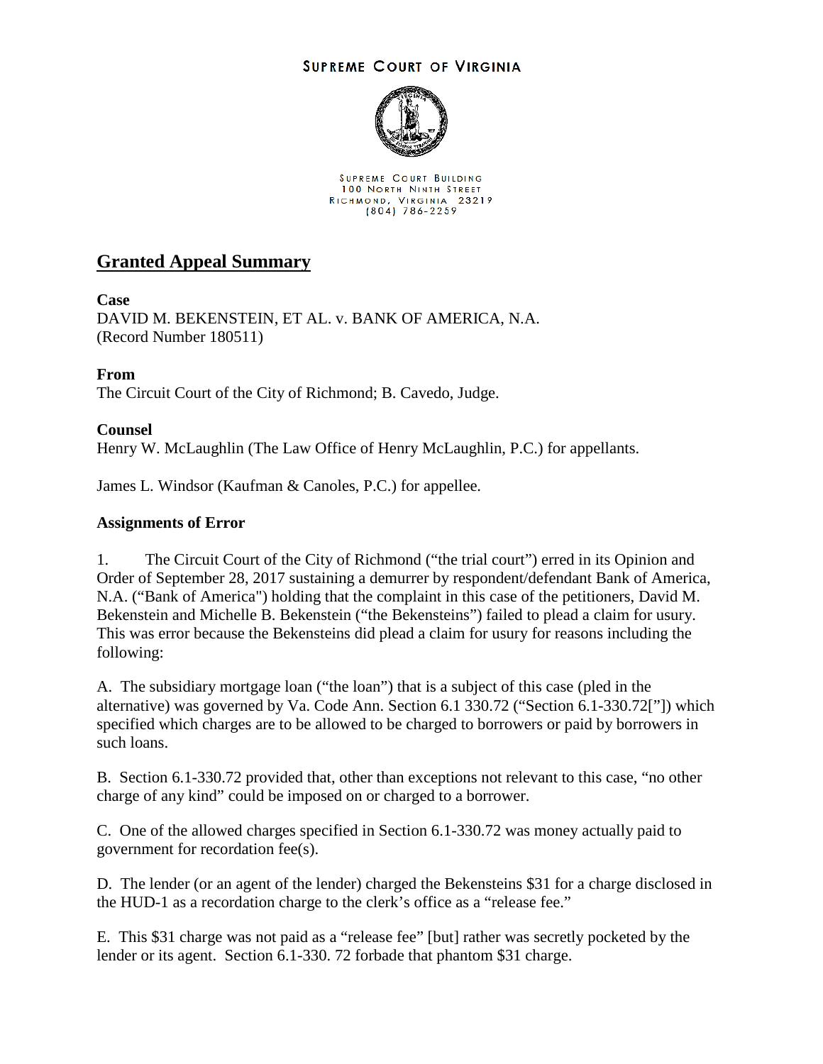SUPREME COURT OF VIRGINIA

SUPREME COURT BUILDING
100 NORTH NINTH STREET
RICHMOND, VIRGINIA 23219
(804) 786-2259

# Granted Appeal Summary

**Case**
DAVID M. BEKENSTEIN, ET AL. v. BANK OF AMERICA, N.A.
(Record Number 180511)

**From**
The Circuit Court of the City of Richmond; B. Cavedo, Judge.

**Counsel**
Henry W. McLaughlin (The Law Office of Henry McLaughlin, P.C.) for appellants.

James L. Windsor (Kaufman & Canoles, P.C.) for appellee.

**Assignments of Error**

1. The Circuit Court of the City of Richmond ("the trial court") erred in its Opinion and Order of September 28, 2017 sustaining a demurrer by respondent/defendant Bank of America, N.A. ("Bank of America") holding that the complaint in this case of the petitioners, David M. Bekenstein and Michelle B. Bekenstein ("the Bekensteins") failed to plead a claim for usury. This was error because the Bekensteins did plead a claim for usury for reasons including the following:

A. The subsidiary mortgage loan ("the loan") that is a subject of this case (pled in the alternative) was governed by Va. Code Ann. Section 6.1 330.72 ("Section 6.1-330.72["]) which specified which charges are to be allowed to be charged to borrowers or paid by borrowers in such loans.

B. Section 6.1-330.72 provided that, other than exceptions not relevant to this case, "no other charge of any kind" could be imposed on or charged to a borrower.

C. One of the allowed charges specified in Section 6.1-330.72 was money actually paid to government for recordation fee(s).

D. The lender (or an agent of the lender) charged the Bekensteins $31 for a charge disclosed in the HUD-1 as a recordation charge to the clerk's office as a "release fee."

E. This $31 charge was not paid as a "release fee" [but] rather was secretly pocketed by the lender or its agent. Section 6.1-330. 72 forbade that phantom $31 charge.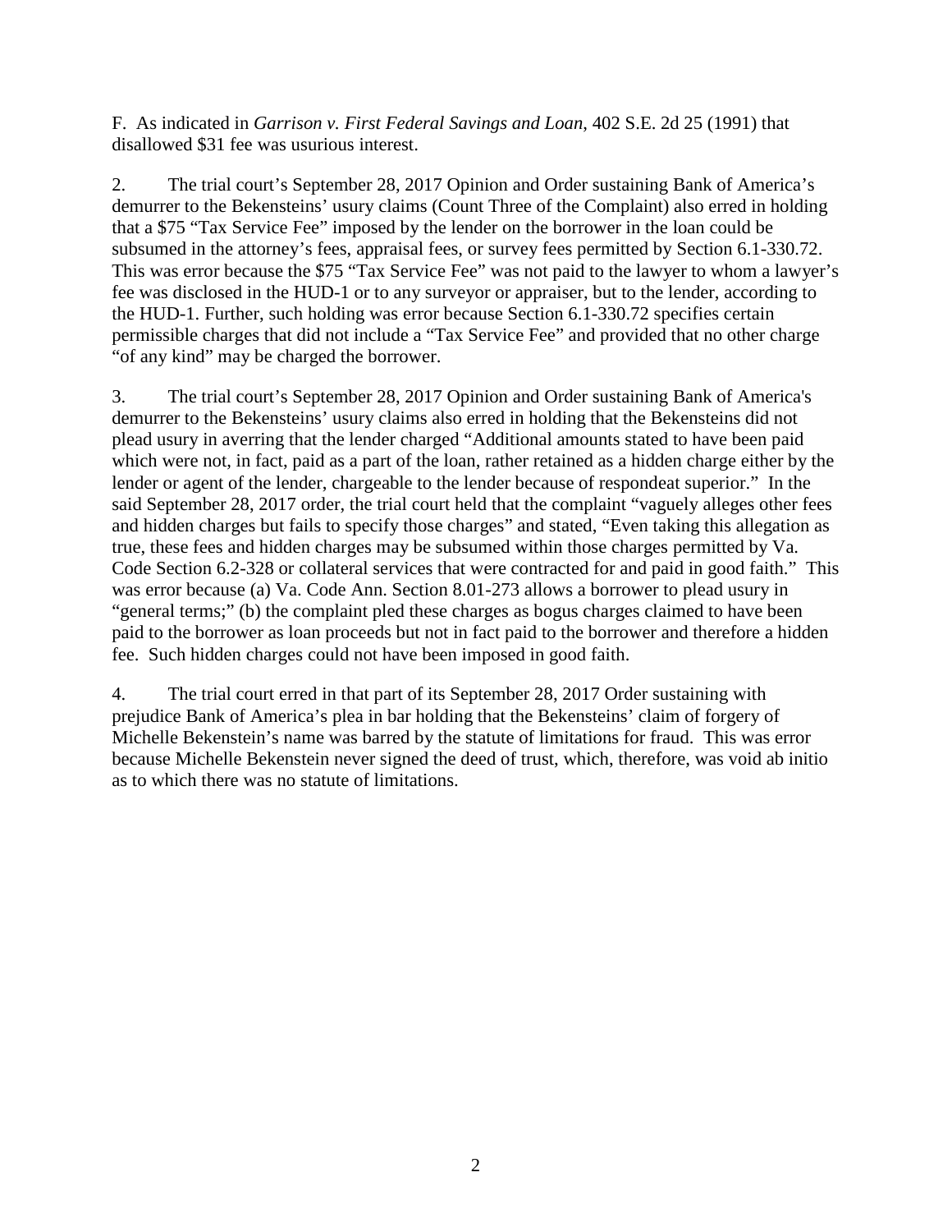F. As indicated in *Garrison v. First Federal Savings and Loan*, 402 S.E. 2d 25 (1991) that disallowed $31 fee was usurious interest.

2. The trial court's September 28, 2017 Opinion and Order sustaining Bank of America's demurrer to the Bekensteins' usury claims (Count Three of the Complaint) also erred in holding that a $75 "Tax Service Fee" imposed by the lender on the borrower in the loan could be subsumed in the attorney's fees, appraisal fees, or survey fees permitted by Section 6.1-330.72. This was error because the $75 "Tax Service Fee" was not paid to the lawyer to whom a lawyer's fee was disclosed in the HUD-1 or to any surveyor or appraiser, but to the lender, according to the HUD-1. Further, such holding was error because Section 6.1-330.72 specifies certain permissible charges that did not include a "Tax Service Fee" and provided that no other charge "of any kind" may be charged the borrower.

3. The trial court's September 28, 2017 Opinion and Order sustaining Bank of America's demurrer to the Bekensteins' usury claims also erred in holding that the Bekensteins did not plead usury in averring that the lender charged "Additional amounts stated to have been paid which were not, in fact, paid as a part of the loan, rather retained as a hidden charge either by the lender or agent of the lender, chargeable to the lender because of respondeat superior." In the said September 28, 2017 order, the trial court held that the complaint "vaguely alleges other fees and hidden charges but fails to specify those charges" and stated, "Even taking this allegation as true, these fees and hidden charges may be subsumed within those charges permitted by Va. Code Section 6.2-328 or collateral services that were contracted for and paid in good faith." This was error because (a) Va. Code Ann. Section 8.01-273 allows a borrower to plead usury in "general terms;" (b) the complaint pled these charges as bogus charges claimed to have been paid to the borrower as loan proceeds but not in fact paid to the borrower and therefore a hidden fee. Such hidden charges could not have been imposed in good faith.

4. The trial court erred in that part of its September 28, 2017 Order sustaining with prejudice Bank of America's plea in bar holding that the Bekensteins' claim of forgery of Michelle Bekenstein's name was barred by the statute of limitations for fraud. This was error because Michelle Bekenstein never signed the deed of trust, which, therefore, was void ab initio as to which there was no statute of limitations.